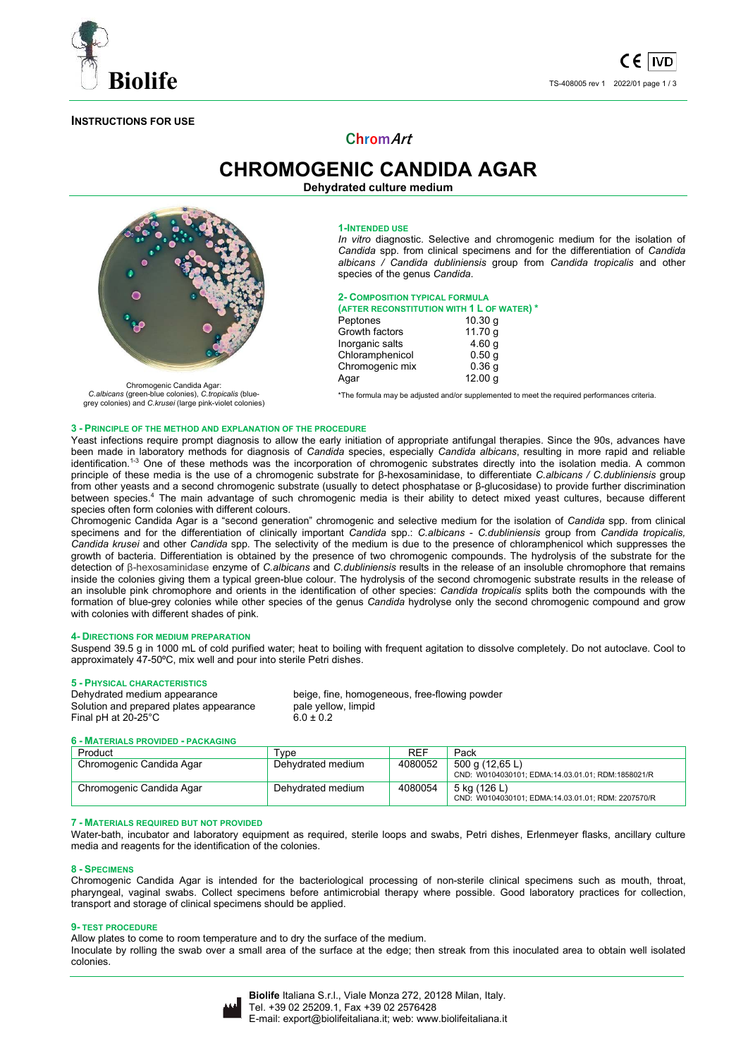**INSTRUCTIONS FOR USE**

ChromArt

# CHROMOGENIC CANDIDA AGAR

**Dehydrated culture medium**

Chromogenic Candida Agar: *C.albicans* (green-blue colonies), *C.tropicalis* (blue-grey colonies) and *C.krusei* (large pink-violet colonies)

## 1-INTENDED USE

*In vitro* diagnostic. Selective and chromogenic medium for the isolation of *Candida* spp. from clinical specimens and for the differentiation of *Candida albicans / Candida dubliniensis* group from *Candida tropicalis* and other species of the genus *Candida*.

## 2- COMPOSITION TYPICAL FORMULA

**(AFTER RECONSTITUTION WITH 1 L OF WATER) \***

| | |
|---|---|
| Peptones | 10.30 g |
| Growth factors | 11.70 g |
| Inorganic salts | 4.60 g |
| Chloramphenicol | 0.50 g |
| Chromogenic mix | 0.36 g |
| Agar | 12.00 g |

\*The formula may be adjusted and/or supplemented to meet the required performances criteria.

## 3 - PRINCIPLE OF THE METHOD AND EXPLANATION OF THE PROCEDURE

Yeast infections require prompt diagnosis to allow the early initiation of appropriate antifungal therapies. Since the 90s, advances have been made in laboratory methods for diagnosis of *Candida* species, especially *Candida albicans*, resulting in more rapid and reliable identification.[1-3] One of these methods was the incorporation of chromogenic substrates directly into the isolation media. A common principle of these media is the use of a chromogenic substrate for β-hexosaminidase, to differentiate *C.albicans / C.dubliniensis* group from other yeasts and a second chromogenic substrate (usually to detect phosphatase or β-glucosidase) to provide further discrimination between species.[4] The main advantage of such chromogenic media is their ability to detect mixed yeast cultures, because different species often form colonies with different colours.

Chromogenic Candida Agar is a "second generation" chromogenic and selective medium for the isolation of *Candida* spp. from clinical specimens and for the differentiation of clinically important *Candida* spp.: *C.albicans* - *C.dubliniensis* group from *Candida tropicalis*, *Candida krusei* and other *Candida* spp. The selectivity of the medium is due to the presence of chloramphenicol which suppresses the growth of bacteria. Differentiation is obtained by the presence of two chromogenic compounds. The hydrolysis of the substrate for the detection of β-hexosaminidase enzyme of *C.albicans* and *C.dubliniensis* results in the release of an insoluble chromophore that remains inside the colonies giving them a typical green-blue colour. The hydrolysis of the second chromogenic substrate results in the release of an insoluble pink chromophore and orients in the identification of other species: *Candida tropicalis* splits both the compounds with the formation of blue-grey colonies while other species of the genus *Candida* hydrolyse only the second chromogenic compound and grow with colonies with different shades of pink.

## 4- DIRECTIONS FOR MEDIUM PREPARATION

Suspend 39.5 g in 1000 mL of cold purified water; heat to boiling with frequent agitation to dissolve completely. Do not autoclave. Cool to approximately 47-50°C, mix well and pour into sterile Petri dishes.

## 5 - PHYSICAL CHARACTERISTICS

| | |
|---|---|
| Dehydrated medium appearance | beige, fine, homogeneous, free-flowing powder |
| Solution and prepared plates appearance | pale yellow, limpid |
| Final pH at 20-25°C | 6.0 ± 0.2 |

## 6 - MATERIALS PROVIDED - PACKAGING

| Product | Type | REF | Pack |
|---|---|---|---|
| Chromogenic Candida Agar | Dehydrated medium | 4080052 | 500 g (12,65 L)<br>CND: W0104030101; EDMA:14.03.01.01; RDM:1858021/R |
| Chromogenic Candida Agar | Dehydrated medium | 4080054 | 5 kg (126 L)<br>CND: W0104030101; EDMA:14.03.01.01; RDM: 2207570/R |

## 7 - MATERIALS REQUIRED BUT NOT PROVIDED

Water-bath, incubator and laboratory equipment as required, sterile loops and swabs, Petri dishes, Erlenmeyer flasks, ancillary culture media and reagents for the identification of the colonies.

## 8 - SPECIMENS

Chromogenic Candida Agar is intended for the bacteriological processing of non-sterile clinical specimens such as mouth, throat, pharyngeal, vaginal swabs. Collect specimens before antimicrobial therapy where possible. Good laboratory practices for collection, transport and storage of clinical specimens should be applied.

## 9- TEST PROCEDURE

Allow plates to come to room temperature and to dry the surface of the medium.

Inoculate by rolling the swab over a small area of the surface at the edge; then streak from this inoculated area to obtain well isolated colonies.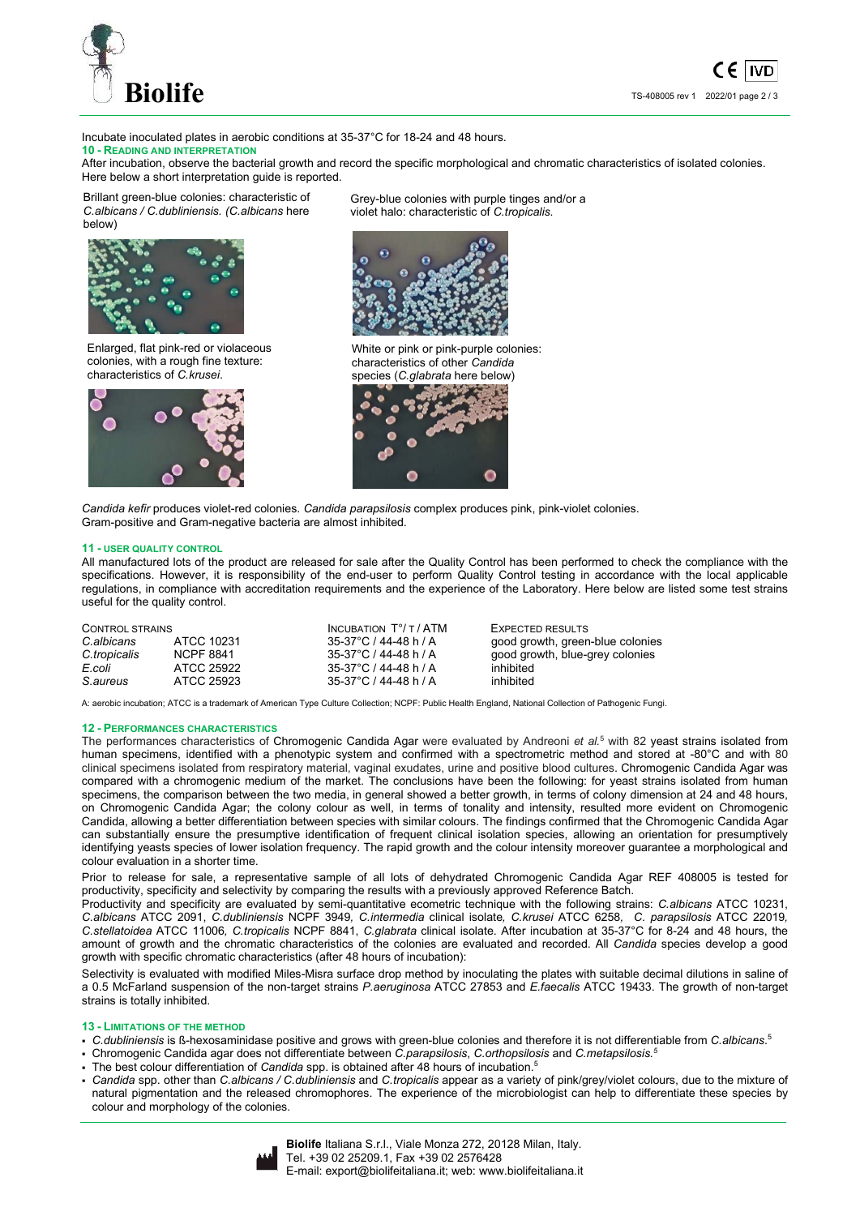Incubate inoculated plates in aerobic conditions at 35-37°C for 18-24 and 48 hours.

## 10 - READING AND INTERPRETATION

After incubation, observe the bacterial growth and record the specific morphological and chromatic characteristics of isolated colonies. Here below a short interpretation guide is reported.

Brillant green-blue colonies: characteristic of *C.albicans / C.dubliniensis. (C.albicans* here below)

Grey-blue colonies with purple tinges and/or a violet halo: characteristic of *C.tropicalis*.

Enlarged, flat pink-red or violaceous colonies, with a rough fine texture: characteristics of *C.krusei*.

White or pink or pink-purple colonies: characteristics of other *Candida* species (*C.glabrata* here below)

*Candida kefir* produces violet-red colonies. *Candida parapsilosis* complex produces pink, pink-violet colonies.
Gram-positive and Gram-negative bacteria are almost inhibited.

## 11 - USER QUALITY CONTROL

All manufactured lots of the product are released for sale after the Quality Control has been performed to check the compliance with the specifications. However, it is responsibility of the end-user to perform Quality Control testing in accordance with the local applicable regulations, in compliance with accreditation requirements and the experience of the Laboratory. Here below are listed some test strains useful for the quality control.

| CONTROL STRAINS | | INCUBATION T°/ T / ATM | EXPECTED RESULTS |
|---|---|---|---|
| *C.albicans* | ATCC 10231 | 35-37°C / 44-48 h / A | good growth, green-blue colonies |
| *C.tropicalis* | NCPF 8841 | 35-37°C / 44-48 h / A | good growth, blue-grey colonies |
| *E.coli* | ATCC 25922 | 35-37°C / 44-48 h / A | inhibited |
| *S.aureus* | ATCC 25923 | 35-37°C / 44-48 h / A | inhibited |

A: aerobic incubation; ATCC is a trademark of American Type Culture Collection; NCPF: Public Health England, National Collection of Pathogenic Fungi.

## 12 - PERFORMANCES CHARACTERISTICS

The performances characteristics of Chromogenic Candida Agar were evaluated by Andreoni *et al.*[5] with 82 yeast strains isolated from human specimens, identified with a phenotypic system and confirmed with a spectrometric method and stored at -80°C and with 80 clinical specimens isolated from respiratory material, vaginal exudates, urine and positive blood cultures. Chromogenic Candida Agar was compared with a chromogenic medium of the market. The conclusions have been the following: for yeast strains isolated from human specimens, the comparison between the two media, in general showed a better growth, in terms of colony dimension at 24 and 48 hours, on Chromogenic Candida Agar; the colony colour as well, in terms of tonality and intensity, resulted more evident on Chromogenic Candida, allowing a better differentiation between species with similar colours. The findings confirmed that the Chromogenic Candida Agar can substantially ensure the presumptive identification of frequent clinical isolation species, allowing an orientation for presumptively identifying yeasts species of lower isolation frequency. The rapid growth and the colour intensity moreover guarantee a morphological and colour evaluation in a shorter time.

Prior to release for sale, a representative sample of all lots of dehydrated Chromogenic Candida Agar REF 408005 is tested for productivity, specificity and selectivity by comparing the results with a previously approved Reference Batch.

Productivity and specificity are evaluated by semi-quantitative ecometric technique with the following strains: *C.albicans* ATCC 10231, *C.albicans* ATCC 2091, *C.dubliniensis* NCPF 3949, *C.intermedia* clinical isolate, *C.krusei* ATCC 6258, *C. parapsilosis* ATCC 22019, *C.stellatoidea* ATCC 11006, *C.tropicalis* NCPF 8841, *C.glabrata* clinical isolate. After incubation at 35-37°C for 8-24 and 48 hours, the amount of growth and the chromatic characteristics of the colonies are evaluated and recorded. All *Candida* species develop a good growth with specific chromatic characteristics (after 48 hours of incubation):

Selectivity is evaluated with modified Miles-Misra surface drop method by inoculating the plates with suitable decimal dilutions in saline of a 0.5 McFarland suspension of the non-target strains *P.aeruginosa* ATCC 27853 and *E.faecalis* ATCC 19433. The growth of non-target strains is totally inhibited.

## 13 - LIMITATIONS OF THE METHOD

- *C.dubliniensis* is ß-hexosaminidase positive and grows with green-blue colonies and therefore it is not differentiable from *C.albicans*.[5]
- Chromogenic Candida agar does not differentiate between *C.parapsilosis*, *C.orthopsilosis* and *C.metapsilosis*.[5]
- The best colour differentiation of *Candida* spp. is obtained after 48 hours of incubation.[5]
- *Candida* spp. other than *C.albicans / C.dubliniensis* and *C.tropicalis* appear as a variety of pink/grey/violet colours, due to the mixture of natural pigmentation and the released chromophores. The experience of the microbiologist can help to differentiate these species by colour and morphology of the colonies.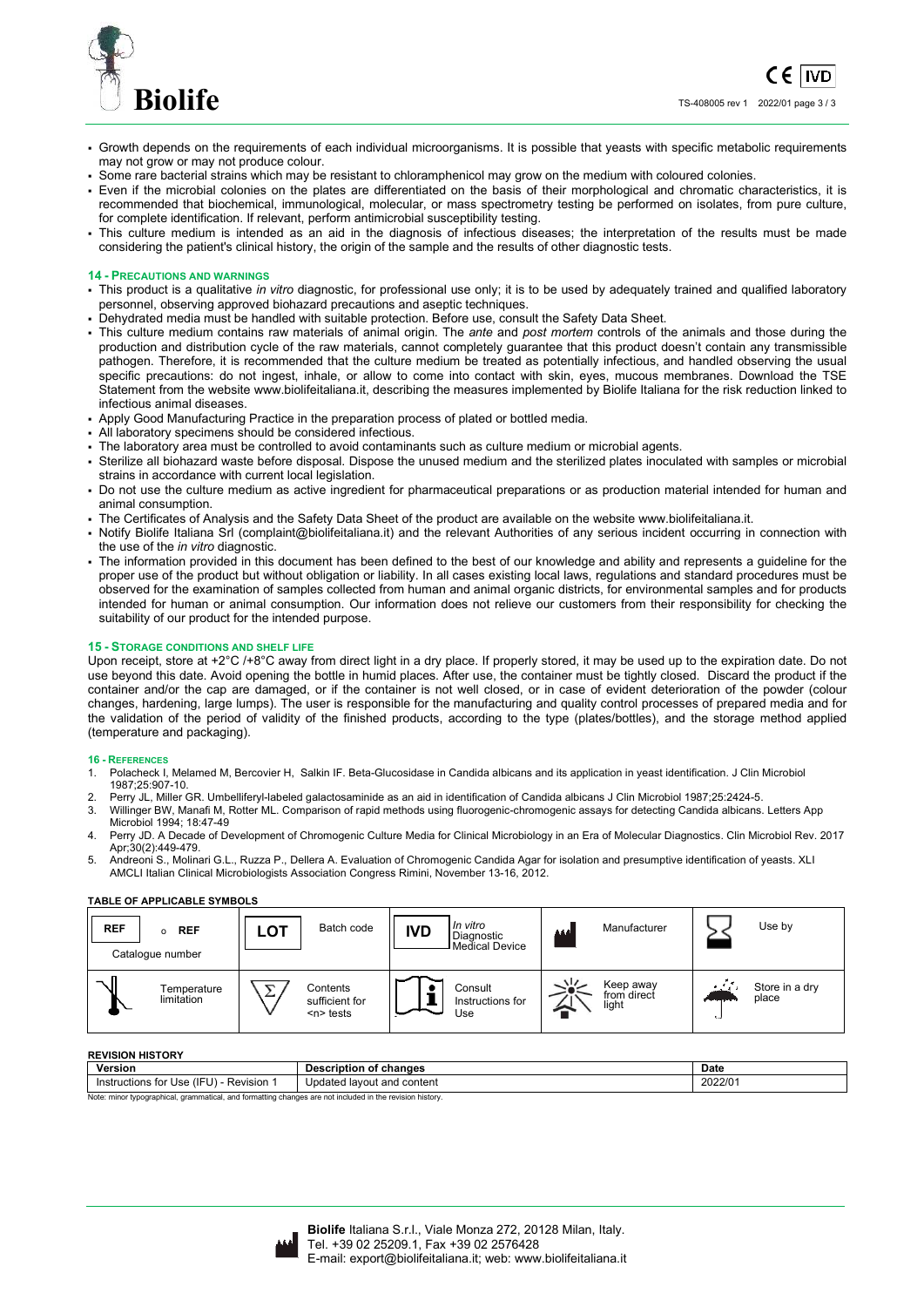- Growth depends on the requirements of each individual microorganisms. It is possible that yeasts with specific metabolic requirements may not grow or may not produce colour.
- Some rare bacterial strains which may be resistant to chloramphenicol may grow on the medium with coloured colonies.
- Even if the microbial colonies on the plates are differentiated on the basis of their morphological and chromatic characteristics, it is recommended that biochemical, immunological, molecular, or mass spectrometry testing be performed on isolates, from pure culture, for complete identification. If relevant, perform antimicrobial susceptibility testing.
- This culture medium is intended as an aid in the diagnosis of infectious diseases; the interpretation of the results must be made considering the patient's clinical history, the origin of the sample and the results of other diagnostic tests.

## 14 - PRECAUTIONS AND WARNINGS

- This product is a qualitative *in vitro* diagnostic, for professional use only; it is to be used by adequately trained and qualified laboratory personnel, observing approved biohazard precautions and aseptic techniques.
- Dehydrated media must be handled with suitable protection. Before use, consult the Safety Data Sheet.
- This culture medium contains raw materials of animal origin. The *ante* and *post mortem* controls of the animals and those during the production and distribution cycle of the raw materials, cannot completely guarantee that this product doesn't contain any transmissible pathogen. Therefore, it is recommended that the culture medium be treated as potentially infectious, and handled observing the usual specific precautions: do not ingest, inhale, or allow to come into contact with skin, eyes, mucous membranes. Download the TSE Statement from the website www.biolifeitaliana.it, describing the measures implemented by Biolife Italiana for the risk reduction linked to infectious animal diseases.
- Apply Good Manufacturing Practice in the preparation process of plated or bottled media.
- All laboratory specimens should be considered infectious.
- The laboratory area must be controlled to avoid contaminants such as culture medium or microbial agents.
- Sterilize all biohazard waste before disposal. Dispose the unused medium and the sterilized plates inoculated with samples or microbial strains in accordance with current local legislation.
- Do not use the culture medium as active ingredient for pharmaceutical preparations or as production material intended for human and animal consumption.
- The Certificates of Analysis and the Safety Data Sheet of the product are available on the website www.biolifeitaliana.it.
- Notify Biolife Italiana Srl (complaint@biolifeitaliana.it) and the relevant Authorities of any serious incident occurring in connection with the use of the *in vitro* diagnostic.
- The information provided in this document has been defined to the best of our knowledge and ability and represents a guideline for the proper use of the product but without obligation or liability. In all cases existing local laws, regulations and standard procedures must be observed for the examination of samples collected from human and animal organic districts, for environmental samples and for products intended for human or animal consumption. Our information does not relieve our customers from their responsibility for checking the suitability of our product for the intended purpose.

## 15 - STORAGE CONDITIONS AND SHELF LIFE

Upon receipt, store at +2°C /+8°C away from direct light in a dry place. If properly stored, it may be used up to the expiration date. Do not use beyond this date. Avoid opening the bottle in humid places. After use, the container must be tightly closed. Discard the product if the container and/or the cap are damaged, or if the container is not well closed, or in case of evident deterioration of the powder (colour changes, hardening, large lumps). The user is responsible for the manufacturing and quality control processes of prepared media and for the validation of the period of validity of the finished products, according to the type (plates/bottles), and the storage method applied (temperature and packaging).

## 16 - REFERENCES

1. Polacheck I, Melamed M, Bercovier H, Salkin IF. Beta-Glucosidase in Candida albicans and its application in yeast identification. J Clin Microbiol 1987;25:907-10.
2. Perry JL, Miller GR. Umbelliferyl-labeled galactosaminide as an aid in identification of Candida albicans J Clin Microbiol 1987;25:2424-5.
3. Willinger BW, Manafi M, Rotter ML. Comparison of rapid methods using fluorogenic-chromogenic assays for detecting Candida albicans. Letters App Microbiol 1994; 18:47-49
4. Perry JD. A Decade of Development of Chromogenic Culture Media for Clinical Microbiology in an Era of Molecular Diagnostics. Clin Microbiol Rev. 2017 Apr;30(2):449-479.
5. Andreoni S., Molinari G.L., Ruzza P., Dellera A. Evaluation of Chromogenic Candida Agar for isolation and presumptive identification of yeasts. XLI AMCLI Italian Clinical Microbiologists Association Congress Rimini, November 13-16, 2012.

**TABLE OF APPLICABLE SYMBOLS**

| | | | | | | | | | |
|---|---|---|---|---|---|---|---|---|---|
| REF | Catalogue number | LOT | Batch code | IVD | In vitro Diagnostic Medical Device | | Manufacturer | | Use by |
| | Temperature limitation | Σ | Contents sufficient for <n> tests | | Consult Instructions for Use | | Keep away from direct light | | Store in a dry place |

**REVISION HISTORY**

| Version | Description of changes | Date |
|---|---|---|
| Instructions for Use (IFU) - Revision 1 | Updated layout and content | 2022/01 |

Note: minor typographical, grammatical, and formatting changes are not included in the revision history.

**Biolife** Italiana S.r.l., Viale Monza 272, 20128 Milan, Italy.
Tel. +39 02 25209.1, Fax +39 02 2576428
E-mail: export@biolifeitaliana.it; web: www.biolifeitaliana.it